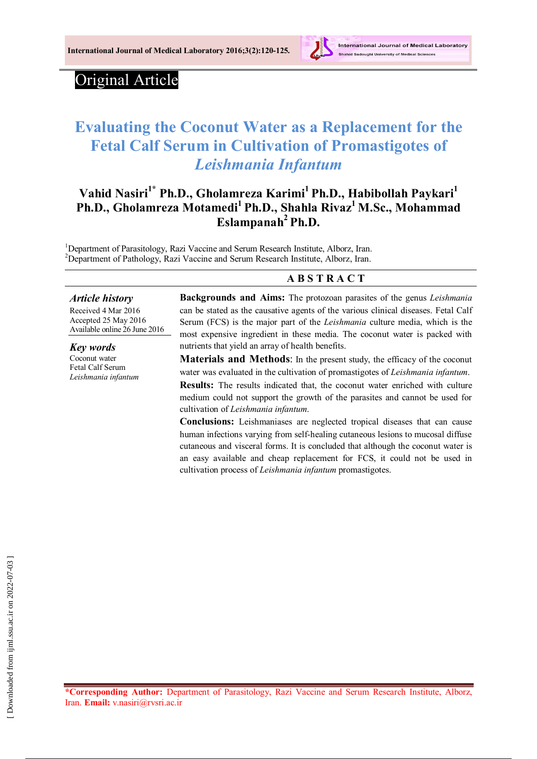Original Article

# Evaluating the Coconut Water as a Replacement for the Fetal Calf Serum in Cultivation of Promastigotes of *Leishmania Infantum*

**Vahid Nasiri[1*] Ph.D., Gholamreza Karimi[1] Ph.D., Habibollah Paykari[1] Ph.D., Gholamreza Motamedi[1] Ph.D., Shahla Rivaz[1] M.Sc., Mohammad Eslampanah[2] Ph.D.**

[1]Department of Parasitology, Razi Vaccine and Serum Research Institute, Alborz, Iran.
[2]Department of Pathology, Razi Vaccine and Serum Research Institute, Alborz, Iran.

## ABSTRACT

***Article history***
Received 4 Mar 2016
Accepted 25 May 2016
Available online 26 June 2016

***Key words***
Coconut water
Fetal Calf Serum
*Leishmania infantum*

**Backgrounds and Aims:** The protozoan parasites of the genus *Leishmania* can be stated as the causative agents of the various clinical diseases. Fetal Calf Serum (FCS) is the major part of the *Leishmania* culture media, which is the most expensive ingredient in these media. The coconut water is packed with nutrients that yield an array of health benefits.

**Materials and Methods**: In the present study, the efficacy of the coconut water was evaluated in the cultivation of promastigotes of *Leishmania infantum*.

**Results:** The results indicated that, the coconut water enriched with culture medium could not support the growth of the parasites and cannot be used for cultivation of *Leishmania infantum*.

**Conclusions:** Leishmaniases are neglected tropical diseases that can cause human infections varying from self-healing cutaneous lesions to mucosal diffuse cutaneous and visceral forms. It is concluded that although the coconut water is an easy available and cheap replacement for FCS, it could not be used in cultivation process of *Leishmania infantum* promastigotes.

**\*Corresponding Author:** Department of Parasitology, Razi Vaccine and Serum Research Institute, Alborz, Iran. **Email:** v.nasiri@rvsri.ac.ir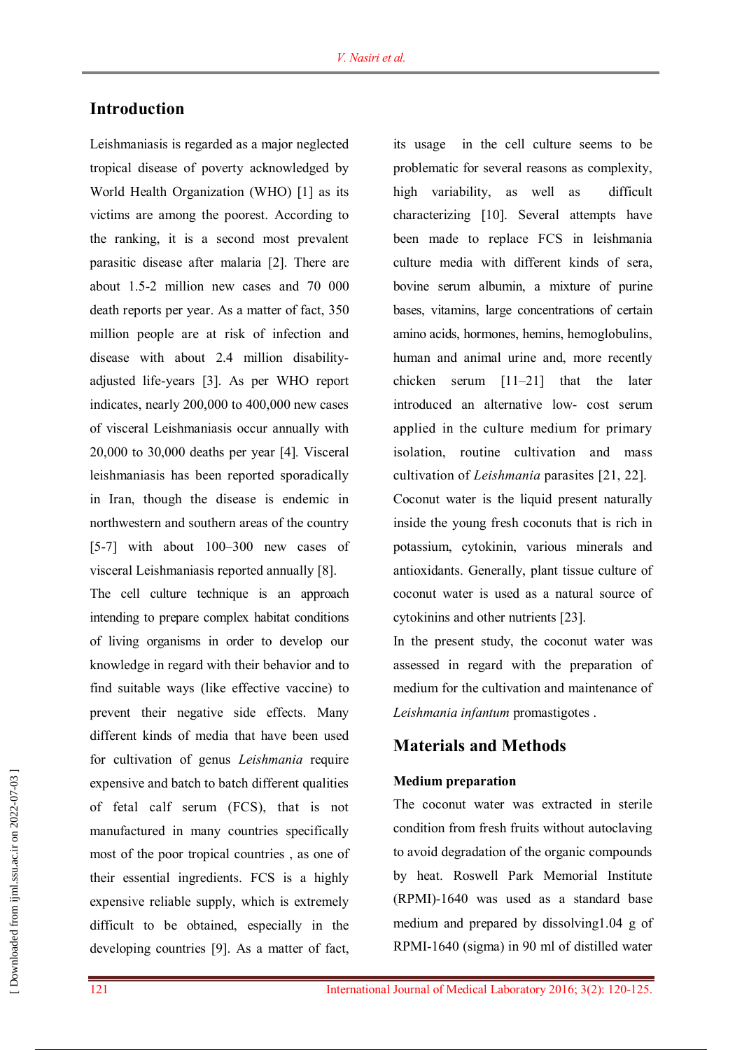## Introduction

Leishmaniasis is regarded as a major neglected tropical disease of poverty acknowledged by World Health Organization (WHO) [1] as its victims are among the poorest. According to the ranking, it is a second most prevalent parasitic disease after malaria [2]. There are about 1.5-2 million new cases and 70 000 death reports per year. As a matter of fact, 350 million people are at risk of infection and disease with about 2.4 million disability-adjusted life-years [3]. As per WHO report indicates, nearly 200,000 to 400,000 new cases of visceral Leishmaniasis occur annually with 20,000 to 30,000 deaths per year [4]. Visceral leishmaniasis has been reported sporadically in Iran, though the disease is endemic in northwestern and southern areas of the country [5-7] with about 100–300 new cases of visceral Leishmaniasis reported annually [8].

The cell culture technique is an approach intending to prepare complex habitat conditions of living organisms in order to develop our knowledge in regard with their behavior and to find suitable ways (like effective vaccine) to prevent their negative side effects. Many different kinds of media that have been used for cultivation of genus *Leishmania* require expensive and batch to batch different qualities of fetal calf serum (FCS), that is not manufactured in many countries specifically most of the poor tropical countries , as one of their essential ingredients. FCS is a highly expensive reliable supply, which is extremely difficult to be obtained, especially in the developing countries [9]. As a matter of fact, its usage in the cell culture seems to be problematic for several reasons as complexity, high variability, as well as difficult characterizing [10]. Several attempts have been made to replace FCS in leishmania culture media with different kinds of sera, bovine serum albumin, a mixture of purine bases, vitamins, large concentrations of certain amino acids, hormones, hemins, hemoglobulins, human and animal urine and, more recently chicken serum [11–21] that the later introduced an alternative low- cost serum applied in the culture medium for primary isolation, routine cultivation and mass cultivation of *Leishmania* parasites [21, 22].

Coconut water is the liquid present naturally inside the young fresh coconuts that is rich in potassium, cytokinin, various minerals and antioxidants. Generally, plant tissue culture of coconut water is used as a natural source of cytokinins and other nutrients [23].

In the present study, the coconut water was assessed in regard with the preparation of medium for the cultivation and maintenance of *Leishmania infantum* promastigotes .

## Materials and Methods

### Medium preparation

The coconut water was extracted in sterile condition from fresh fruits without autoclaving to avoid degradation of the organic compounds by heat. Roswell Park Memorial Institute (RPMI)-1640 was used as a standard base medium and prepared by dissolving1.04 g of RPMI-1640 (sigma) in 90 ml of distilled water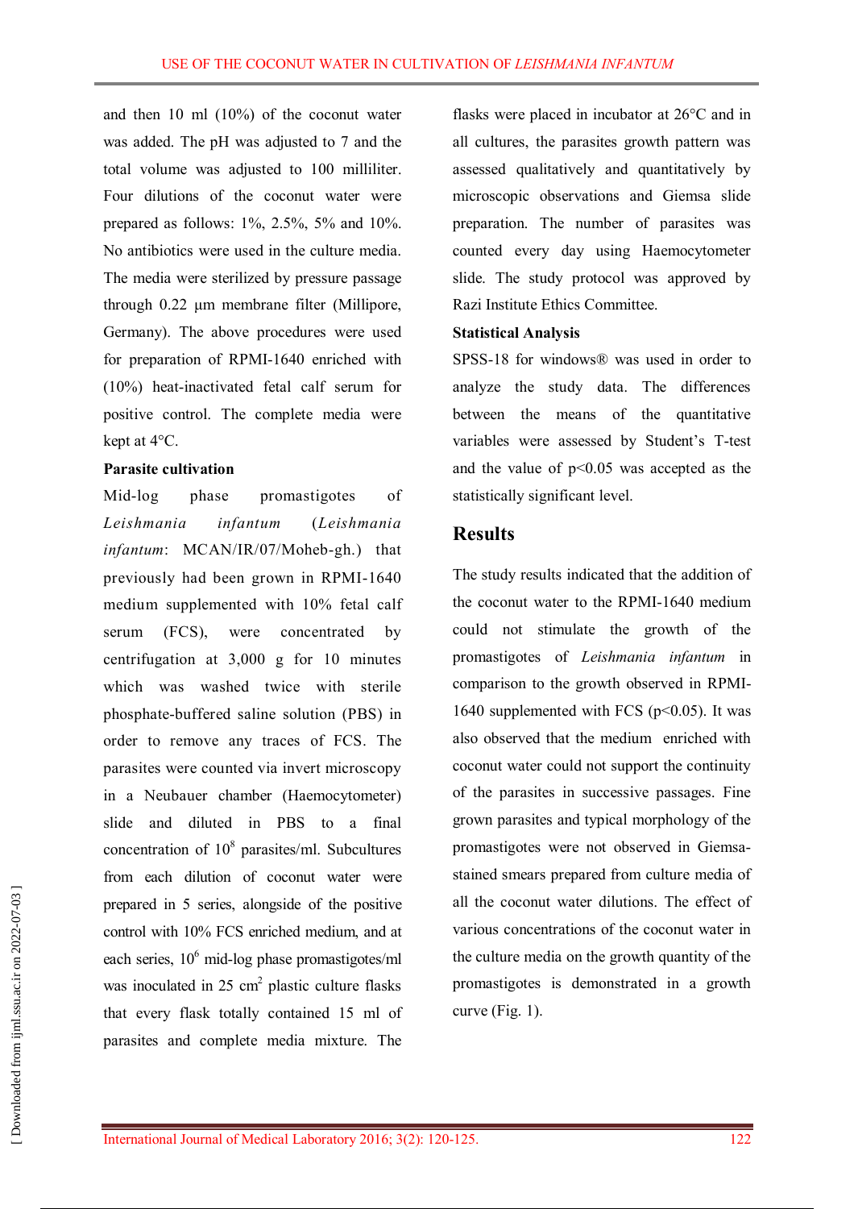and then 10 ml (10%) of the coconut water was added. The pH was adjusted to 7 and the total volume was adjusted to 100 milliliter. Four dilutions of the coconut water were prepared as follows: 1%, 2.5%, 5% and 10%. No antibiotics were used in the culture media. The media were sterilized by pressure passage through 0.22 µm membrane filter (Millipore, Germany). The above procedures were used for preparation of RPMI-1640 enriched with (10%) heat-inactivated fetal calf serum for positive control. The complete media were kept at 4°C.

**Parasite cultivation**

Mid-log phase promastigotes of *Leishmania infantum* (*Leishmania infantum*: MCAN/IR/07/Moheb-gh.) that previously had been grown in RPMI-1640 medium supplemented with 10% fetal calf serum (FCS), were concentrated by centrifugation at 3,000 g for 10 minutes which was washed twice with sterile phosphate-buffered saline solution (PBS) in order to remove any traces of FCS. The parasites were counted via invert microscopy in a Neubauer chamber (Haemocytometer) slide and diluted in PBS to a final concentration of $10^8$ parasites/ml. Subcultures from each dilution of coconut water were prepared in 5 series, alongside of the positive control with 10% FCS enriched medium, and at each series, $10^6$ mid-log phase promastigotes/ml was inoculated in 25 $cm^2$ plastic culture flasks that every flask totally contained 15 ml of parasites and complete media mixture. The flasks were placed in incubator at 26°C and in all cultures, the parasites growth pattern was assessed qualitatively and quantitatively by microscopic observations and Giemsa slide preparation. The number of parasites was counted every day using Haemocytometer slide. The study protocol was approved by Razi Institute Ethics Committee.

**Statistical Analysis**

SPSS-18 for windows® was used in order to analyze the study data. The differences between the means of the quantitative variables were assessed by Student's T-test and the value of $p<0.05$ was accepted as the statistically significant level.

## Results

The study results indicated that the addition of the coconut water to the RPMI-1640 medium could not stimulate the growth of the promastigotes of *Leishmania infantum* in comparison to the growth observed in RPMI-1640 supplemented with FCS ($p<0.05$). It was also observed that the medium enriched with coconut water could not support the continuity of the parasites in successive passages. Fine grown parasites and typical morphology of the promastigotes were not observed in Giemsa-stained smears prepared from culture media of all the coconut water dilutions. The effect of various concentrations of the coconut water in the culture media on the growth quantity of the promastigotes is demonstrated in a growth curve (Fig. 1).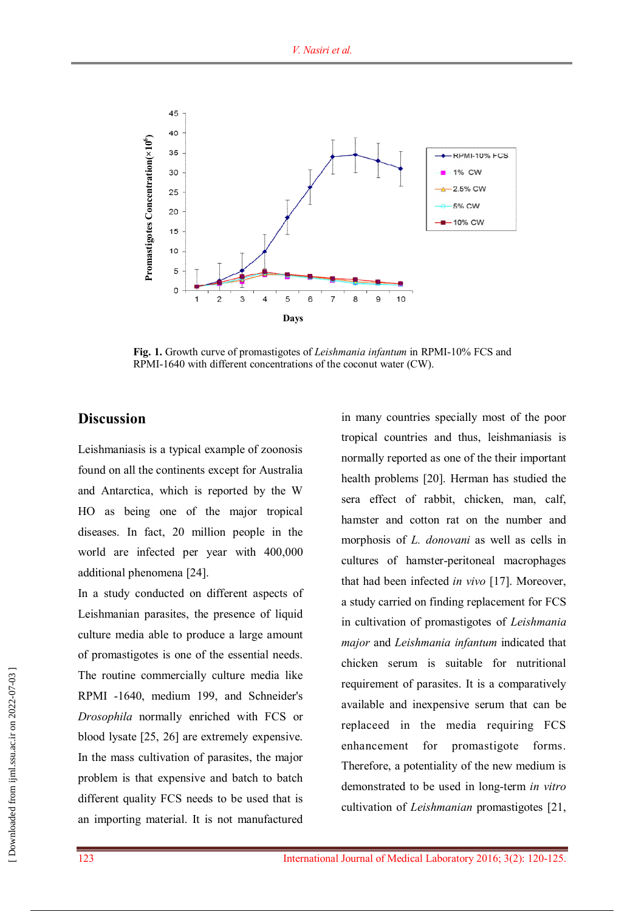Fig. 1. Growth curve of promastigotes of *Leishmania infantum* in RPMI-10% FCS and RPMI-1640 with different concentrations of the coconut water (CW).

## Discussion

Leishmaniasis is a typical example of zoonosis found on all the continents except for Australia and Antarctica, which is reported by the W HO as being one of the major tropical diseases. In fact, 20 million people in the world are infected per year with 400,000 additional phenomena [24].

In a study conducted on different aspects of Leishmanian parasites, the presence of liquid culture media able to produce a large amount of promastigotes is one of the essential needs. The routine commercially culture media like RPMI -1640, medium 199, and Schneider's *Drosophila* normally enriched with FCS or blood lysate [25, 26] are extremely expensive. In the mass cultivation of parasites, the major problem is that expensive and batch to batch different quality FCS needs to be used that is an importing material. It is not manufactured in many countries specially most of the poor tropical countries and thus, leishmaniasis is normally reported as one of the their important health problems [20]. Herman has studied the sera effect of rabbit, chicken, man, calf, hamster and cotton rat on the number and morphosis of *L. donovani* as well as cells in cultures of hamster-peritoneal macrophages that had been infected *in vivo* [17]. Moreover, a study carried on finding replacement for FCS in cultivation of promastigotes of *Leishmania major* and *Leishmania infantum* indicated that chicken serum is suitable for nutritional requirement of parasites. It is a comparatively available and inexpensive serum that can be replaceed in the media requiring FCS enhancement for promastigote forms. Therefore, a potentiality of the new medium is demonstrated to be used in long-term *in vitro* cultivation of *Leishmanian* promastigotes [21,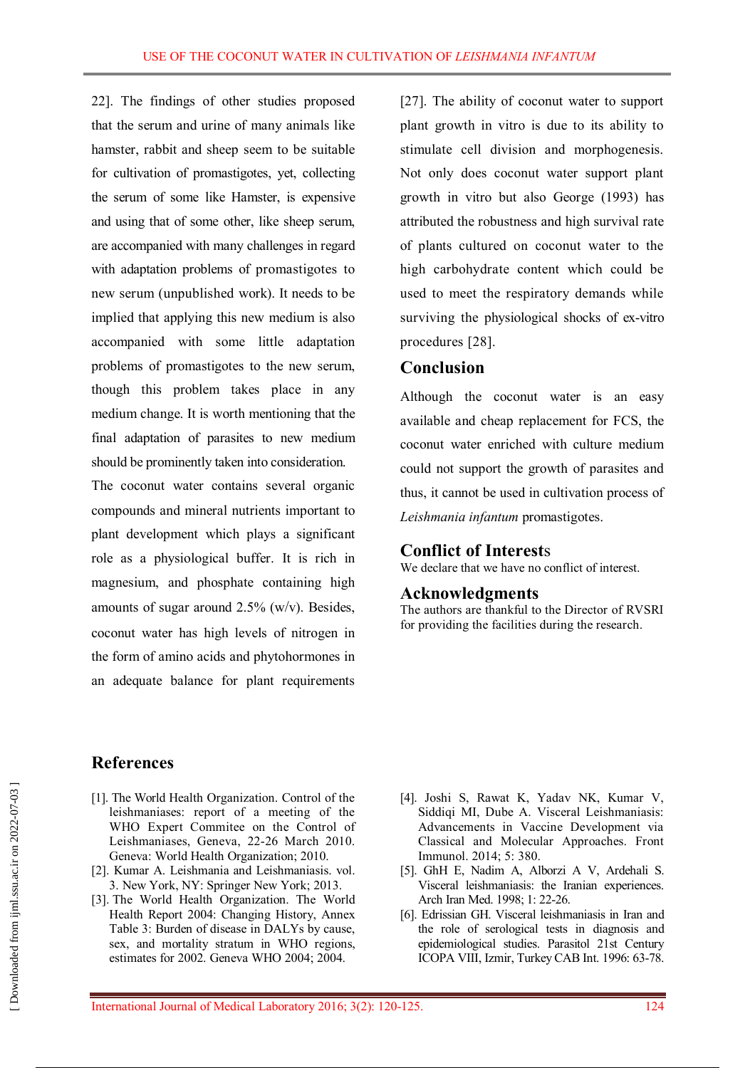22]. The findings of other studies proposed that the serum and urine of many animals like hamster, rabbit and sheep seem to be suitable for cultivation of promastigotes, yet, collecting the serum of some like Hamster, is expensive and using that of some other, like sheep serum, are accompanied with many challenges in regard with adaptation problems of promastigotes to new serum (unpublished work). It needs to be implied that applying this new medium is also accompanied with some little adaptation problems of promastigotes to the new serum, though this problem takes place in any medium change. It is worth mentioning that the final adaptation of parasites to new medium should be prominently taken into consideration.

The coconut water contains several organic compounds and mineral nutrients important to plant development which plays a significant role as a physiological buffer. It is rich in magnesium, and phosphate containing high amounts of sugar around 2.5% (w/v). Besides, coconut water has high levels of nitrogen in the form of amino acids and phytohormones in an adequate balance for plant requirements [27]. The ability of coconut water to support plant growth in vitro is due to its ability to stimulate cell division and morphogenesis. Not only does coconut water support plant growth in vitro but also George (1993) has attributed the robustness and high survival rate of plants cultured on coconut water to the high carbohydrate content which could be used to meet the respiratory demands while surviving the physiological shocks of ex-vitro procedures [28].

## Conclusion

Although the coconut water is an easy available and cheap replacement for FCS, the coconut water enriched with culture medium could not support the growth of parasites and thus, it cannot be used in cultivation process of *Leishmania infantum* promastigotes.

## Conflict of Interests

We declare that we have no conflict of interest.

## Acknowledgments

The authors are thankful to the Director of RVSRI for providing the facilities during the research.

## References

[1]. The World Health Organization. Control of the leishmaniases: report of a meeting of the WHO Expert Commitee on the Control of Leishmaniases, Geneva, 22-26 March 2010. Geneva: World Health Organization; 2010.

[2]. Kumar A. Leishmania and Leishmaniasis. vol. 3. New York, NY: Springer New York; 2013.

[3]. The World Health Organization. The World Health Report 2004: Changing History, Annex Table 3: Burden of disease in DALYs by cause, sex, and mortality stratum in WHO regions, estimates for 2002. Geneva WHO 2004; 2004.

[4]. Joshi S, Rawat K, Yadav NK, Kumar V, Siddiqi MI, Dube A. Visceral Leishmaniasis: Advancements in Vaccine Development via Classical and Molecular Approaches. Front Immunol. 2014; 5: 380.

[5]. GhH E, Nadim A, Alborzi A V, Ardehali S. Visceral leishmaniasis: the Iranian experiences. Arch Iran Med. 1998; 1: 22-26.

[6]. Edrissian GH. Visceral leishmaniasis in Iran and the role of serological tests in diagnosis and epidemiological studies. Parasitol 21st Century ICOPA VIII, Izmir, Turkey CAB Int. 1996: 63-78.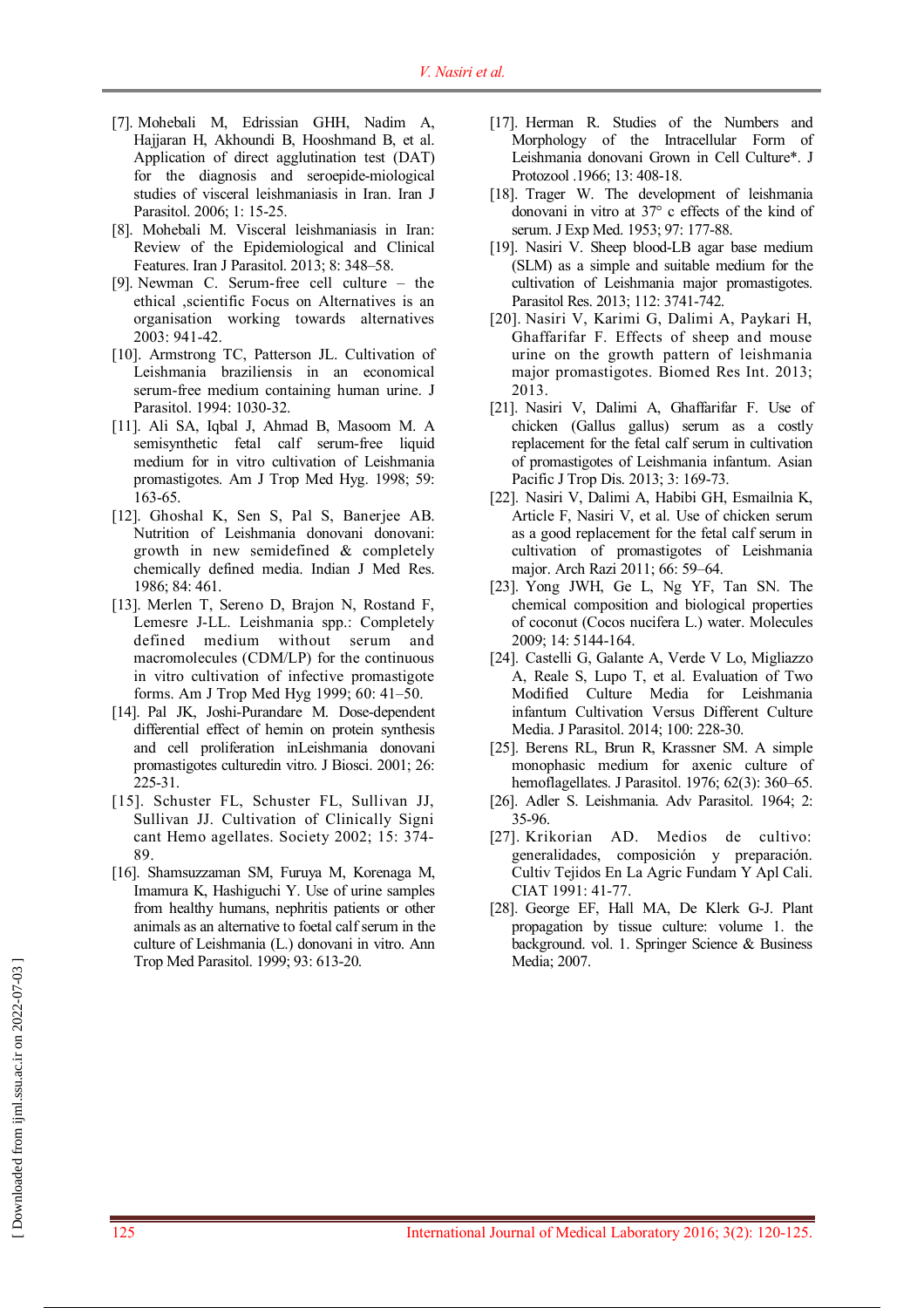[7]. Mohebali M, Edrissian GHH, Nadim A, Hajjaran H, Akhoundi B, Hooshmand B, et al. Application of direct agglutination test (DAT) for the diagnosis and seroepide-miological studies of visceral leishmaniasis in Iran. Iran J Parasitol. 2006; 1: 15-25.

[8]. Mohebali M. Visceral leishmaniasis in Iran: Review of the Epidemiological and Clinical Features. Iran J Parasitol. 2013; 8: 348–58.

[9]. Newman C. Serum-free cell culture – the ethical ,scientific Focus on Alternatives is an organisation working towards alternatives 2003: 941-42.

[10]. Armstrong TC, Patterson JL. Cultivation of Leishmania braziliensis in an economical serum-free medium containing human urine. J Parasitol. 1994: 1030-32.

[11]. Ali SA, Iqbal J, Ahmad B, Masoom M. A semisynthetic fetal calf serum-free liquid medium for in vitro cultivation of Leishmania promastigotes. Am J Trop Med Hyg. 1998; 59: 163-65.

[12]. Ghoshal K, Sen S, Pal S, Banerjee AB. Nutrition of Leishmania donovani donovani: growth in new semidefined & completely chemically defined media. Indian J Med Res. 1986; 84: 461.

[13]. Merlen T, Sereno D, Brajon N, Rostand F, Lemesre J-LL. Leishmania spp.: Completely defined medium without serum and macromolecules (CDM/LP) for the continuous in vitro cultivation of infective promastigote forms. Am J Trop Med Hyg 1999; 60: 41–50.

[14]. Pal JK, Joshi-Purandare M. Dose-dependent differential effect of hemin on protein synthesis and cell proliferation inLeishmania donovani promastigotes culturedin vitro. J Biosci. 2001; 26: 225-31.

[15]. Schuster FL, Schuster FL, Sullivan JJ, Sullivan JJ. Cultivation of Clinically Signi cant Hemo agellates. Society 2002; 15: 374-89.

[16]. Shamsuzzaman SM, Furuya M, Korenaga M, Imamura K, Hashiguchi Y. Use of urine samples from healthy humans, nephritis patients or other animals as an alternative to foetal calf serum in the culture of Leishmania (L.) donovani in vitro. Ann Trop Med Parasitol. 1999; 93: 613-20.

[17]. Herman R. Studies of the Numbers and Morphology of the Intracellular Form of Leishmania donovani Grown in Cell Culture*. J Protozool .1966; 13: 408-18.

[18]. Trager W. The development of leishmania donovani in vitro at 37° c effects of the kind of serum. J Exp Med. 1953; 97: 177-88.

[19]. Nasiri V. Sheep blood-LB agar base medium (SLM) as a simple and suitable medium for the cultivation of Leishmania major promastigotes. Parasitol Res. 2013; 112: 3741-742.

[20]. Nasiri V, Karimi G, Dalimi A, Paykari H, Ghaffarifar F. Effects of sheep and mouse urine on the growth pattern of leishmania major promastigotes. Biomed Res Int. 2013; 2013.

[21]. Nasiri V, Dalimi A, Ghaffarifar F. Use of chicken (Gallus gallus) serum as a costly replacement for the fetal calf serum in cultivation of promastigotes of Leishmania infantum. Asian Pacific J Trop Dis. 2013; 3: 169-73.

[22]. Nasiri V, Dalimi A, Habibi GH, Esmailnia K, Article F, Nasiri V, et al. Use of chicken serum as a good replacement for the fetal calf serum in cultivation of promastigotes of Leishmania major. Arch Razi 2011; 66: 59–64.

[23]. Yong JWH, Ge L, Ng YF, Tan SN. The chemical composition and biological properties of coconut (Cocos nucifera L.) water. Molecules 2009; 14: 5144-164.

[24]. Castelli G, Galante A, Verde V Lo, Migliazzo A, Reale S, Lupo T, et al. Evaluation of Two Modified Culture Media for Leishmania infantum Cultivation Versus Different Culture Media. J Parasitol. 2014; 100: 228-30.

[25]. Berens RL, Brun R, Krassner SM. A simple monophasic medium for axenic culture of hemoflagellates. J Parasitol. 1976; 62(3): 360–65.

[26]. Adler S. Leishmania. Adv Parasitol. 1964; 2: 35-96.

[27]. Krikorian AD. Medios de cultivo: generalidades, composición y preparación. Cultiv Tejidos En La Agric Fundam Y Apl Cali. CIAT 1991: 41-77.

[28]. George EF, Hall MA, De Klerk G-J. Plant propagation by tissue culture: volume 1. the background. vol. 1. Springer Science & Business Media; 2007.